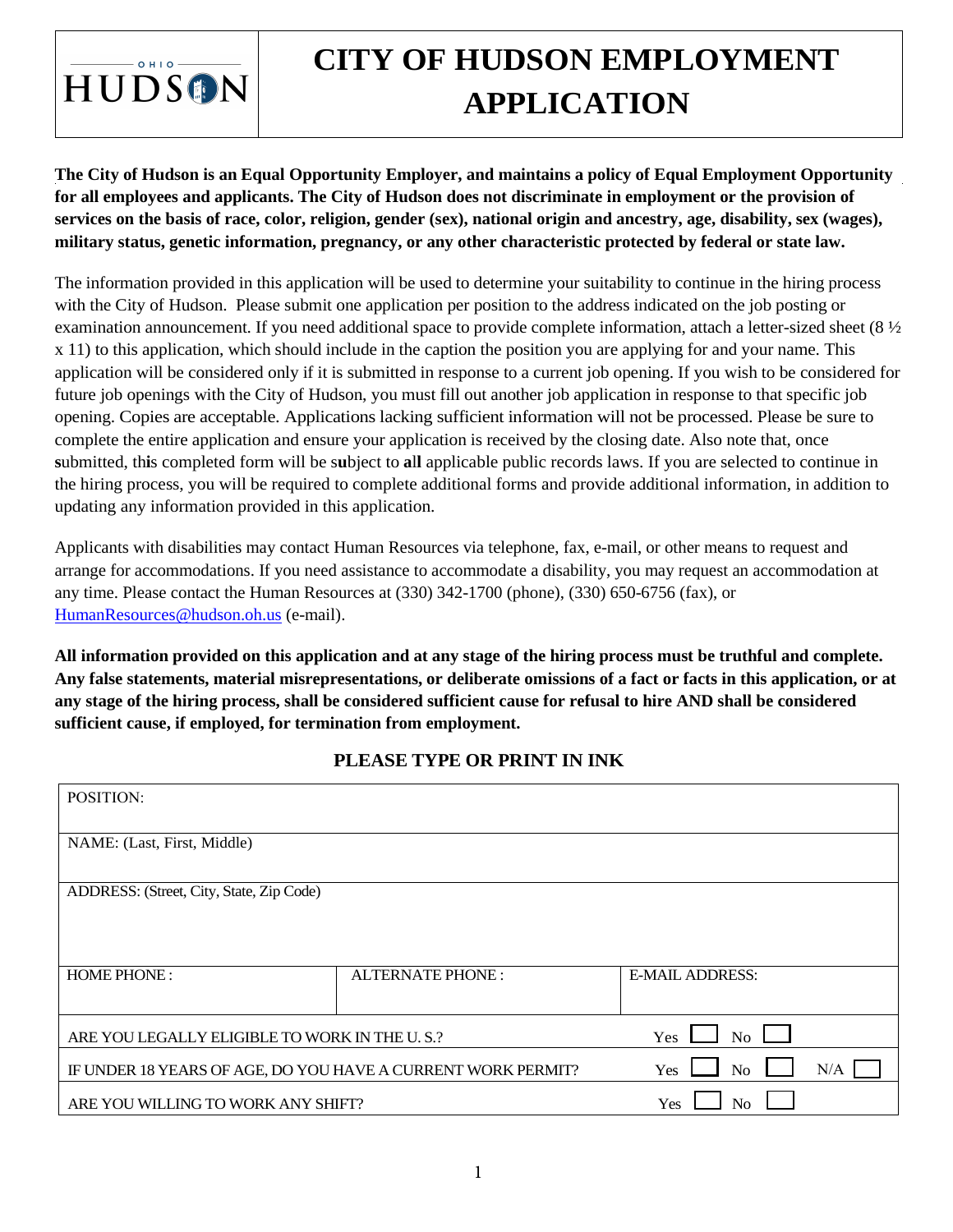| OHIO HUDSON | # CITY OF HUDSON EMPLOYMENT APPLICATION |
|---|---|

**The City of Hudson is an Equal Opportunity Employer, and maintains a policy of Equal Employment Opportunity for all employees and applicants. The City of Hudson does not discriminate in employment or the provision of services on the basis of race, color, religion, gender (sex), national origin and ancestry, age, disability, sex (wages), military status, genetic information, pregnancy, or any other characteristic protected by federal or state law.**

The information provided in this application will be used to determine your suitability to continue in the hiring process with the City of Hudson. Please submit one application per position to the address indicated on the job posting or examination announcement. If you need additional space to provide complete information, attach a letter-sized sheet (8 ½ x 11) to this application, which should include in the caption the position you are applying for and your name. This application will be considered only if it is submitted in response to a current job opening. If you wish to be considered for future job openings with the City of Hudson, you must fill out another job application in response to that specific job opening. Copies are acceptable. Applications lacking sufficient information will not be processed. Please be sure to complete the entire application and ensure your application is received by the closing date. Also note that, once submitted, this completed form will be subject to all applicable public records laws. If you are selected to continue in the hiring process, you will be required to complete additional forms and provide additional information, in addition to updating any information provided in this application.

Applicants with disabilities may contact Human Resources via telephone, fax, e-mail, or other means to request and arrange for accommodations. If you need assistance to accommodate a disability, you may request an accommodation at any time. Please contact the Human Resources at (330) 342-1700 (phone), (330) 650-6756 (fax), or HumanResources@hudson.oh.us (e-mail).

**All information provided on this application and at any stage of the hiring process must be truthful and complete. Any false statements, material misrepresentations, or deliberate omissions of a fact or facts in this application, or at any stage of the hiring process, shall be considered sufficient cause for refusal to hire AND shall be considered sufficient cause, if employed, for termination from employment.**

**PLEASE TYPE OR PRINT IN INK**

| POSITION: | | |
|---|---|---|
| NAME: (Last, First, Middle) | | |
| ADDRESS: (Street, City, State, Zip Code) | | |
| HOME PHONE : | ALTERNATE PHONE : | E-MAIL ADDRESS: |
| ARE YOU LEGALLY ELIGIBLE TO WORK IN THE U. S.? | | Yes ☐ No ☐ |
| IF UNDER 18 YEARS OF AGE, DO YOU HAVE A CURRENT WORK PERMIT? | | Yes ☐ No ☐ N/A ☐ |
| ARE YOU WILLING TO WORK ANY SHIFT? | | Yes ☐ No ☐ |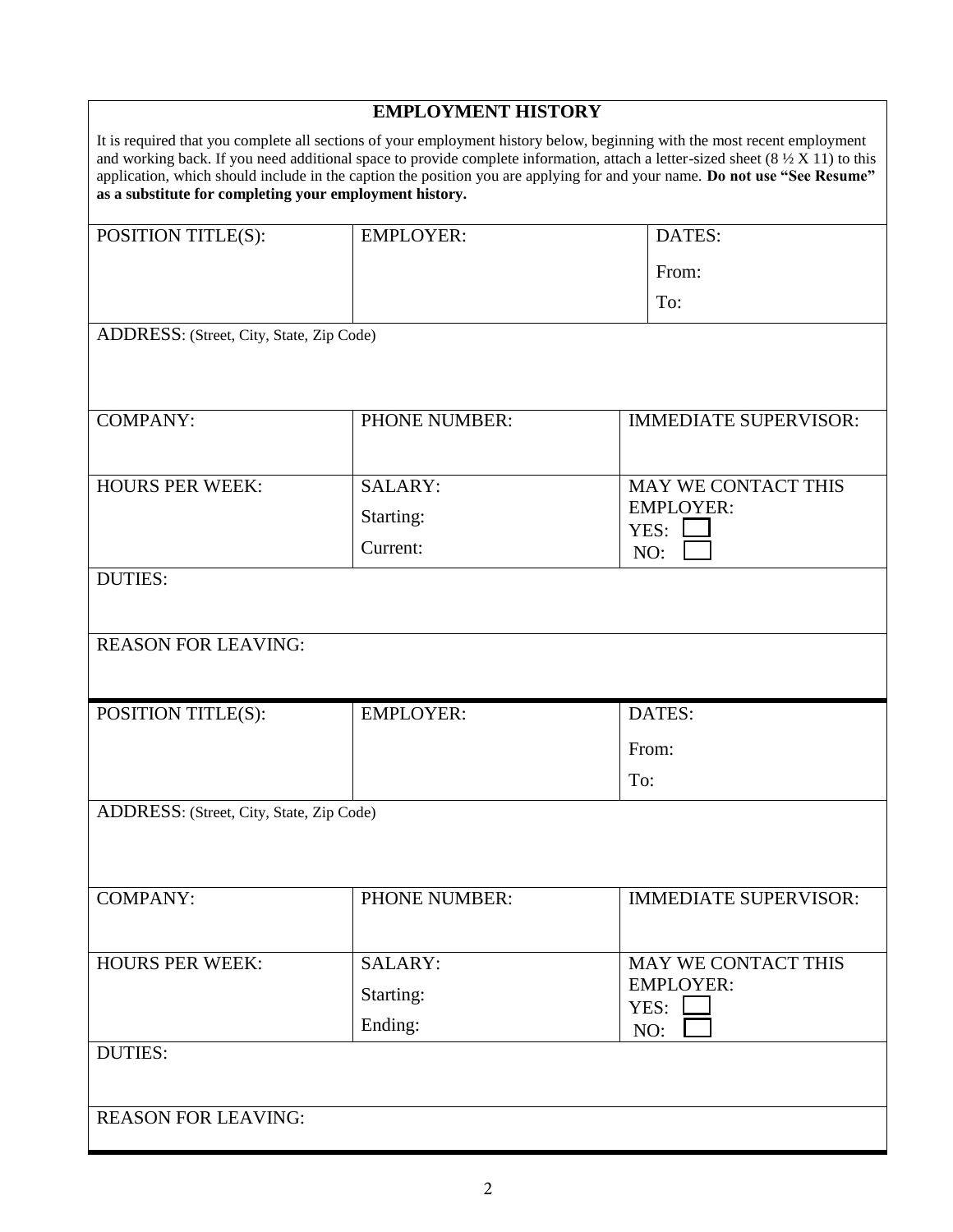## EMPLOYMENT HISTORY

It is required that you complete all sections of your employment history below, beginning with the most recent employment and working back. If you need additional space to provide complete information, attach a letter-sized sheet (8 ½ X 11) to this application, which should include in the caption the position you are applying for and your name. **Do not use "See Resume" as a substitute for completing your employment history.**

| POSITION TITLE(S): | EMPLOYER: | DATES:<br>From:<br>To: |
|---|---|---|
| ADDRESS: (Street, City, State, Zip Code) | | |
| COMPANY: | PHONE NUMBER: | IMMEDIATE SUPERVISOR: |
| HOURS PER WEEK: | SALARY:<br>Starting:<br>Current: | MAY WE CONTACT THIS EMPLOYER:<br>YES: ☐<br>NO: ☐ |
| DUTIES: | | |
| REASON FOR LEAVING: | | |

| POSITION TITLE(S): | EMPLOYER: | DATES:<br>From:<br>To: |
|---|---|---|
| ADDRESS: (Street, City, State, Zip Code) | | |
| COMPANY: | PHONE NUMBER: | IMMEDIATE SUPERVISOR: |
| HOURS PER WEEK: | SALARY:<br>Starting:<br>Ending: | MAY WE CONTACT THIS EMPLOYER:<br>YES: ☐<br>NO: ☐ |
| DUTIES: | | |
| REASON FOR LEAVING: | | |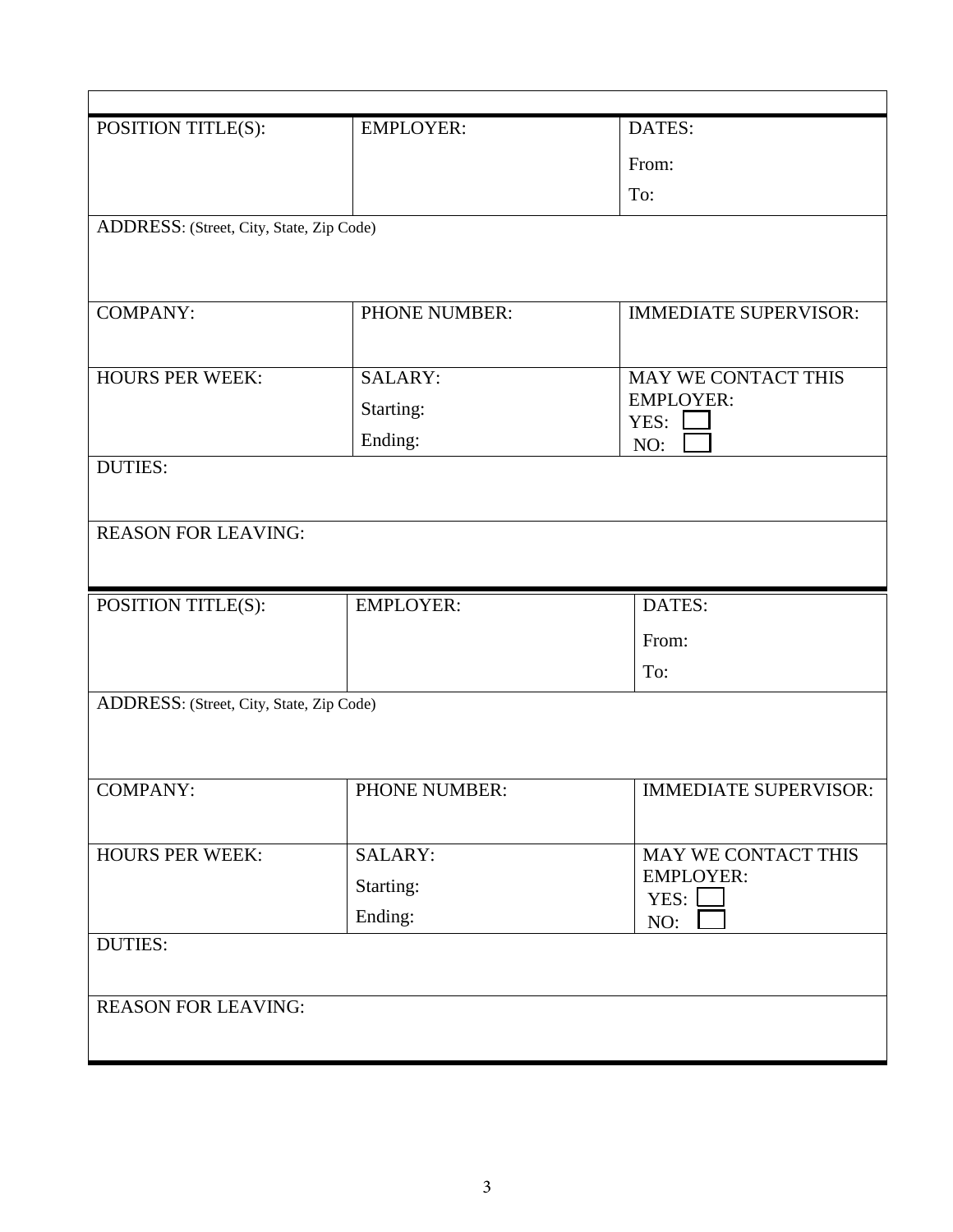| POSITION TITLE(S): | EMPLOYER: | DATES:<br>From:<br>To: |
|---|---|---|
| ADDRESS: (Street, City, State, Zip Code) | | |
| COMPANY: | PHONE NUMBER: | IMMEDIATE SUPERVISOR: |
| HOURS PER WEEK: | SALARY:<br>Starting:<br>Ending: | MAY WE CONTACT THIS EMPLOYER:<br>YES: ☐<br>NO: ☐ |
| DUTIES: | | |
| REASON FOR LEAVING: | | |

| POSITION TITLE(S): | EMPLOYER: | DATES:<br>From:<br>To: |
|---|---|---|
| ADDRESS: (Street, City, State, Zip Code) | | |
| COMPANY: | PHONE NUMBER: | IMMEDIATE SUPERVISOR: |
| HOURS PER WEEK: | SALARY:<br>Starting:<br>Ending: | MAY WE CONTACT THIS EMPLOYER:<br>YES: ☐<br>NO: ☐ |
| DUTIES: | | |
| REASON FOR LEAVING: | | |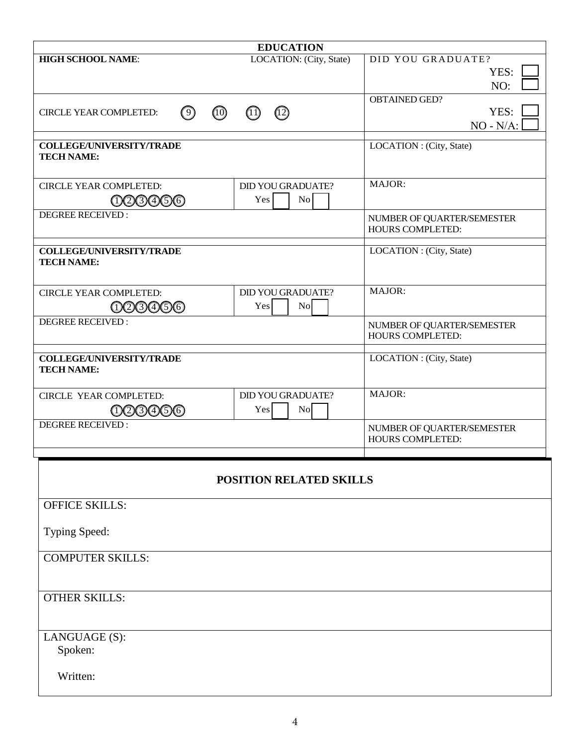## EDUCATION

| **HIGH SCHOOL NAME**: | LOCATION: (City, State) | DID YOU GRADUATE? YES: ☐ NO: ☐ |
|---|---|---|
| CIRCLE YEAR COMPLETED: (9) (10) (11) (12) | | OBTAINED GED? YES: ☐ NO - N/A: ☐ |

| **COLLEGE/UNIVERSITY/TRADE TECH NAME:** | | LOCATION : (City, State) |
|---|---|---|
| CIRCLE YEAR COMPLETED: (1)(2)(3)(4)(5)(6) | DID YOU GRADUATE? Yes ☐ No ☐ | MAJOR: |
| DEGREE RECEIVED : | | NUMBER OF QUARTER/SEMESTER HOURS COMPLETED: |

| **COLLEGE/UNIVERSITY/TRADE TECH NAME:** | | LOCATION : (City, State) |
|---|---|---|
| CIRCLE YEAR COMPLETED: (1)(2)(3)(4)(5)(6) | DID YOU GRADUATE? Yes ☐ No ☐ | MAJOR: |
| DEGREE RECEIVED : | | NUMBER OF QUARTER/SEMESTER HOURS COMPLETED: |

| **COLLEGE/UNIVERSITY/TRADE TECH NAME:** | | LOCATION : (City, State) |
|---|---|---|
| CIRCLE YEAR COMPLETED: (1)(2)(3)(4)(5)(6) | DID YOU GRADUATE? Yes ☐ No ☐ | MAJOR: |
| DEGREE RECEIVED : | | NUMBER OF QUARTER/SEMESTER HOURS COMPLETED: |

## POSITION RELATED SKILLS

OFFICE SKILLS:

Typing Speed:

COMPUTER SKILLS:

OTHER SKILLS:

LANGUAGE (S):

Spoken:

Written: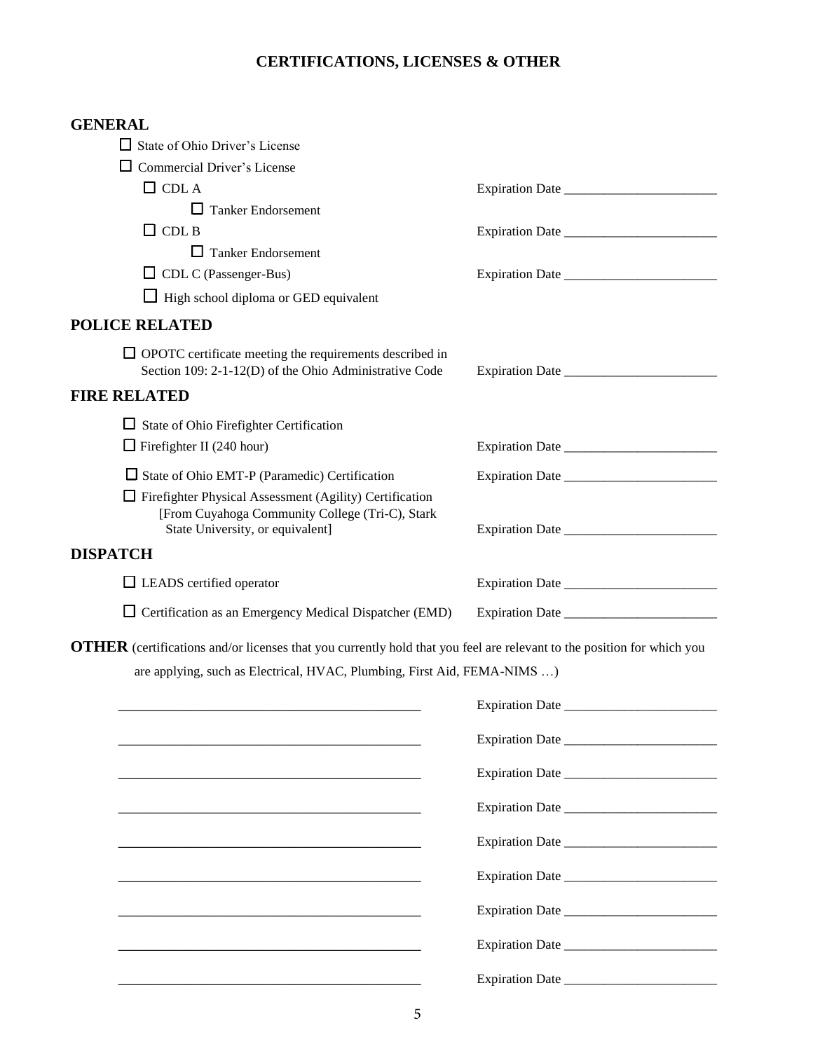# CERTIFICATIONS, LICENSES & OTHER

## GENERAL

- ☐ State of Ohio Driver's License
- ☐ Commercial Driver's License
  - ☐ CDL A — Expiration Date ______________________
    - ☐ Tanker Endorsement
  - ☐ CDL B — Expiration Date ______________________
    - ☐ Tanker Endorsement
  - ☐ CDL C (Passenger-Bus) — Expiration Date ______________________
  - ☐ High school diploma or GED equivalent

## POLICE RELATED

- ☐ OPOTC certificate meeting the requirements described in Section 109: 2-1-12(D) of the Ohio Administrative Code — Expiration Date ______________________

## FIRE RELATED

- ☐ State of Ohio Firefighter Certification
- ☐ Firefighter II (240 hour) — Expiration Date ______________________
- ☐ State of Ohio EMT-P (Paramedic) Certification — Expiration Date ______________________
- ☐ Firefighter Physical Assessment (Agility) Certification [From Cuyahoga Community College (Tri-C), Stark State University, or equivalent] — Expiration Date ______________________

## DISPATCH

- ☐ LEADS certified operator — Expiration Date ______________________
- ☐ Certification as an Emergency Medical Dispatcher (EMD) — Expiration Date ______________________

**OTHER** (certifications and/or licenses that you currently hold that you feel are relevant to the position for which you are applying, such as Electrical, HVAC, Plumbing, First Aid, FEMA-NIMS …)

_____________________________________________ Expiration Date ______________________

_____________________________________________ Expiration Date ______________________

_____________________________________________ Expiration Date ______________________

_____________________________________________ Expiration Date ______________________

_____________________________________________ Expiration Date ______________________

_____________________________________________ Expiration Date ______________________

_____________________________________________ Expiration Date ______________________

_____________________________________________ Expiration Date ______________________

_____________________________________________ Expiration Date ______________________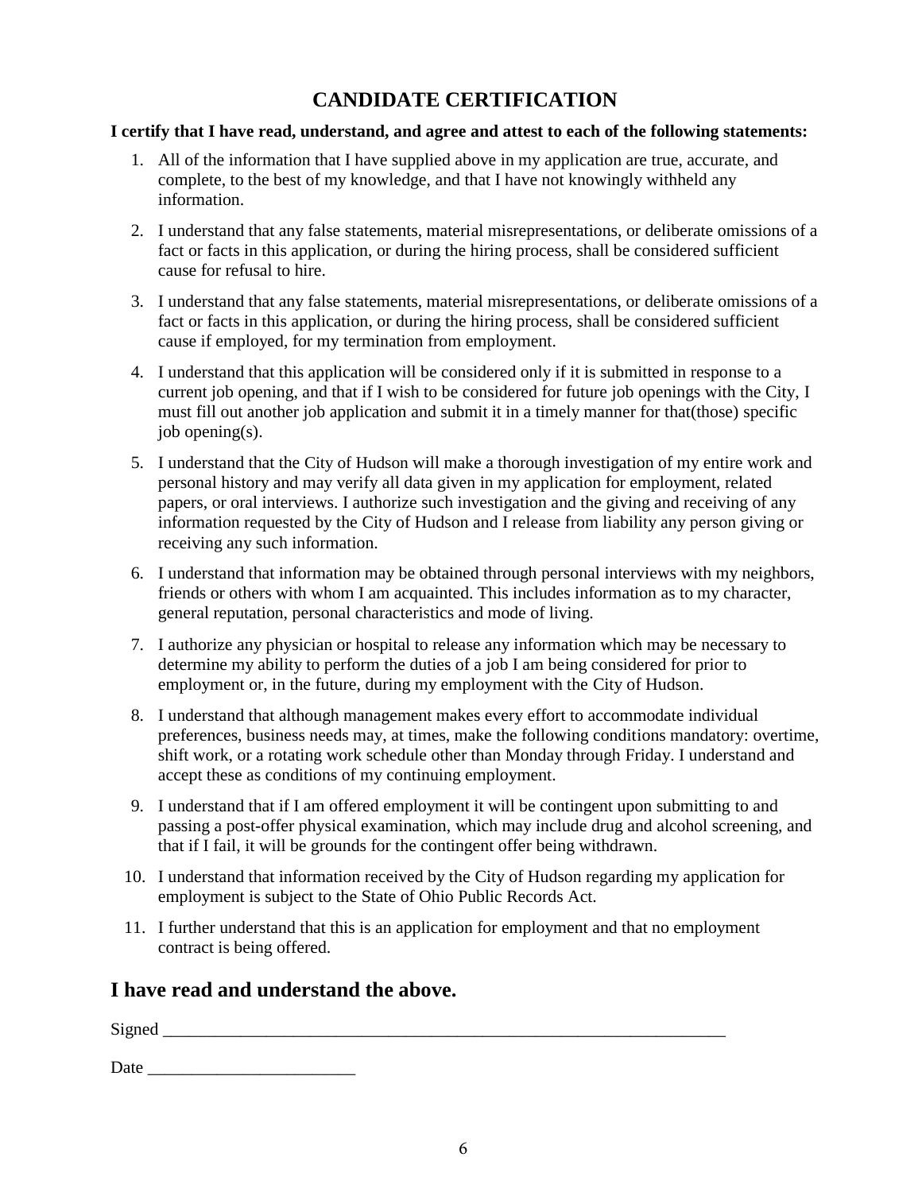# CANDIDATE CERTIFICATION

**I certify that I have read, understand, and agree and attest to each of the following statements:**

1. All of the information that I have supplied above in my application are true, accurate, and complete, to the best of my knowledge, and that I have not knowingly withheld any information.
2. I understand that any false statements, material misrepresentations, or deliberate omissions of a fact or facts in this application, or during the hiring process, shall be considered sufficient cause for refusal to hire.
3. I understand that any false statements, material misrepresentations, or deliberate omissions of a fact or facts in this application, or during the hiring process, shall be considered sufficient cause if employed, for my termination from employment.
4. I understand that this application will be considered only if it is submitted in response to a current job opening, and that if I wish to be considered for future job openings with the City, I must fill out another job application and submit it in a timely manner for that(those) specific job opening(s).
5. I understand that the City of Hudson will make a thorough investigation of my entire work and personal history and may verify all data given in my application for employment, related papers, or oral interviews. I authorize such investigation and the giving and receiving of any information requested by the City of Hudson and I release from liability any person giving or receiving any such information.
6. I understand that information may be obtained through personal interviews with my neighbors, friends or others with whom I am acquainted. This includes information as to my character, general reputation, personal characteristics and mode of living.
7. I authorize any physician or hospital to release any information which may be necessary to determine my ability to perform the duties of a job I am being considered for prior to employment or, in the future, during my employment with the City of Hudson.
8. I understand that although management makes every effort to accommodate individual preferences, business needs may, at times, make the following conditions mandatory: overtime, shift work, or a rotating work schedule other than Monday through Friday. I understand and accept these as conditions of my continuing employment.
9. I understand that if I am offered employment it will be contingent upon submitting to and passing a post-offer physical examination, which may include drug and alcohol screening, and that if I fail, it will be grounds for the contingent offer being withdrawn.
10. I understand that information received by the City of Hudson regarding my application for employment is subject to the State of Ohio Public Records Act.
11. I further understand that this is an application for employment and that no employment contract is being offered.

## I have read and understand the above.

Signed ____________________________________________________________________

Date ________________________